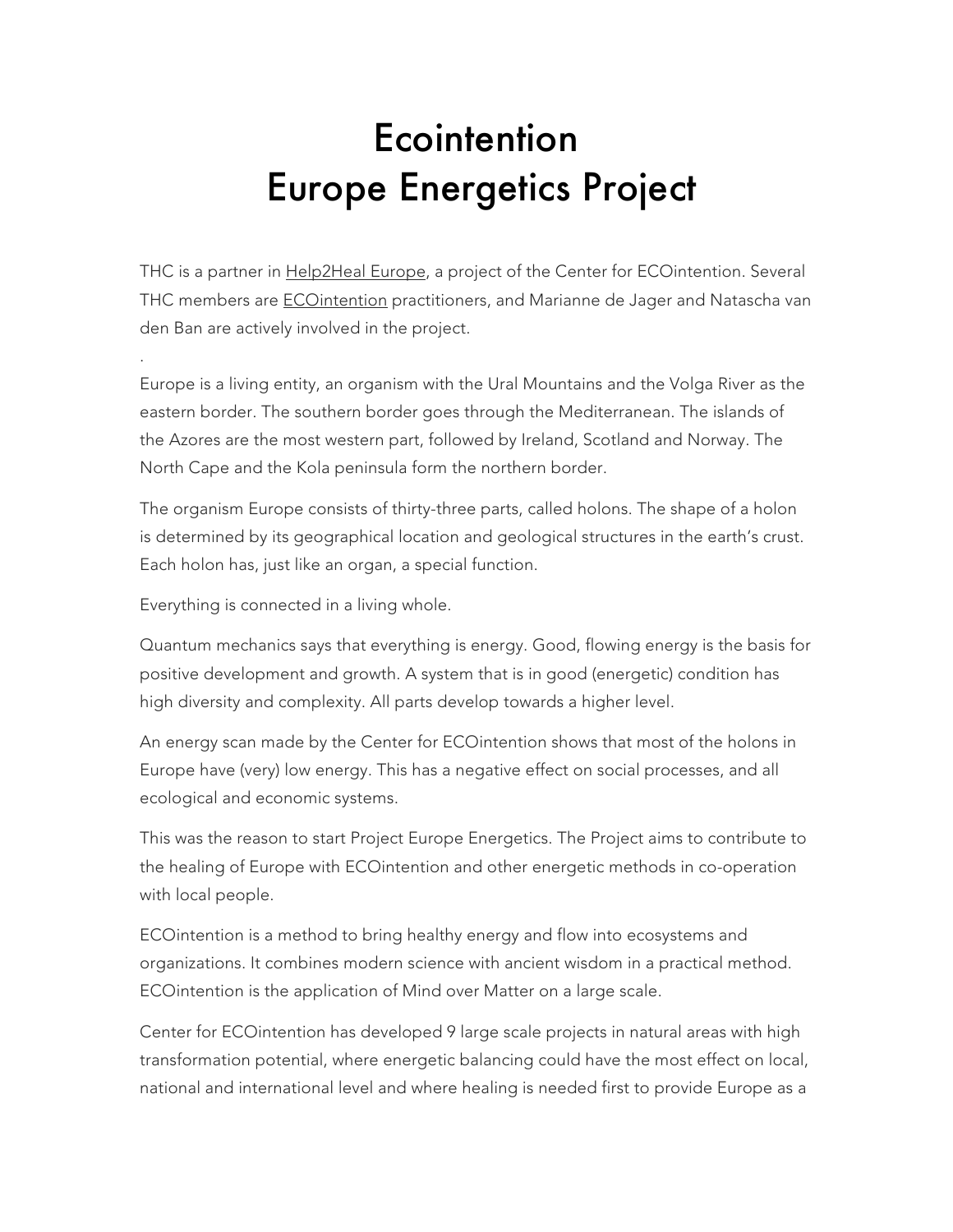# Ecointention
# Europe Energetics Project

THC is a partner in Help2Heal Europe, a project of the Center for ECOintention. Several THC members are ECOintention practitioners, and Marianne de Jager and Natascha van den Ban are actively involved in the project.

.

Europe is a living entity, an organism with the Ural Mountains and the Volga River as the eastern border. The southern border goes through the Mediterranean. The islands of the Azores are the most western part, followed by Ireland, Scotland and Norway. The North Cape and the Kola peninsula form the northern border.

The organism Europe consists of thirty-three parts, called holons. The shape of a holon is determined by its geographical location and geological structures in the earth's crust. Each holon has, just like an organ, a special function.

Everything is connected in a living whole.

Quantum mechanics says that everything is energy. Good, flowing energy is the basis for positive development and growth. A system that is in good (energetic) condition has high diversity and complexity. All parts develop towards a higher level.

An energy scan made by the Center for ECOintention shows that most of the holons in Europe have (very) low energy. This has a negative effect on social processes, and all ecological and economic systems.

This was the reason to start Project Europe Energetics. The Project aims to contribute to the healing of Europe with ECOintention and other energetic methods in co-operation with local people.

ECOintention is a method to bring healthy energy and flow into ecosystems and organizations. It combines modern science with ancient wisdom in a practical method. ECOintention is the application of Mind over Matter on a large scale.

Center for ECOintention has developed 9 large scale projects in natural areas with high transformation potential, where energetic balancing could have the most effect on local, national and international level and where healing is needed first to provide Europe as a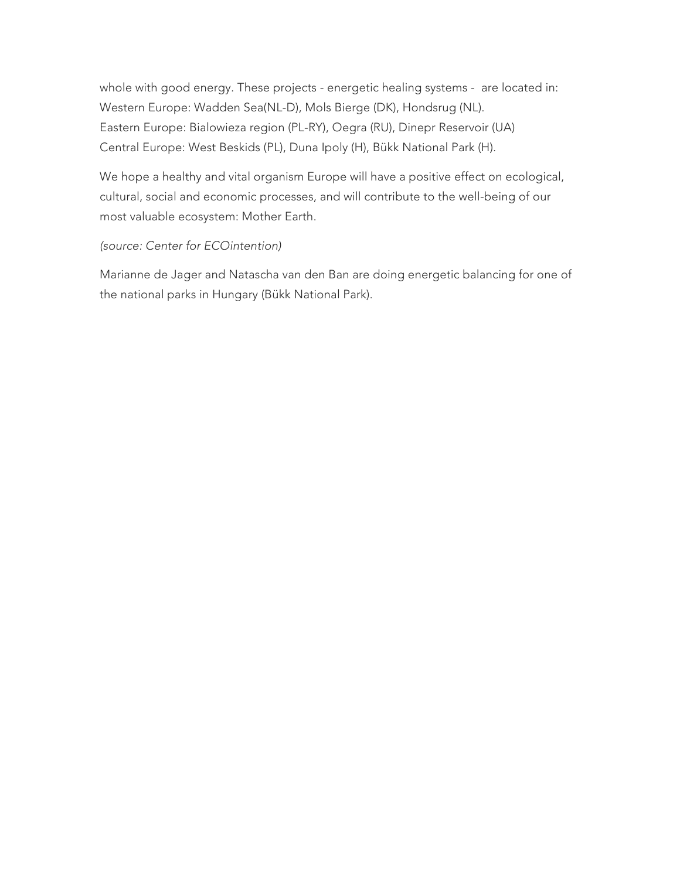whole with good energy. These projects - energetic healing systems - are located in:
Western Europe: Wadden Sea(NL-D), Mols Bierge (DK), Hondsrug (NL).
Eastern Europe: Bialowieza region (PL-RY), Oegra (RU), Dinepr Reservoir (UA)
Central Europe: West Beskids (PL), Duna Ipoly (H), Bükk National Park (H).

We hope a healthy and vital organism Europe will have a positive effect on ecological, cultural, social and economic processes, and will contribute to the well-being of our most valuable ecosystem: Mother Earth.

*(source: Center for ECOintention)*

Marianne de Jager and Natascha van den Ban are doing energetic balancing for one of the national parks in Hungary (Bükk National Park).